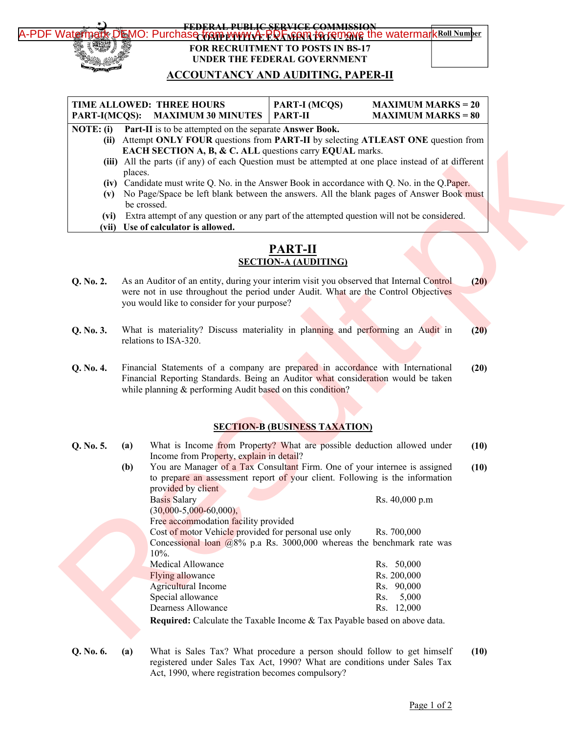**FEDERAL PUBLIC SERVICE COMMISSION**
**COMPETITIVE EXAMINATION - 2016**
**FOR RECRUITMENT TO POSTS IN BS-17**
**UNDER THE FEDERAL GOVERNMENT**

**Roll Number**

## ACCOUNTANCY AND AUDITING, PAPER-II

| TIME ALLOWED: THREE HOURS | PART-I (MCQS) | MAXIMUM MARKS = 20 |
|---|---|---|
| PART-I(MCQS): MAXIMUM 30 MINUTES | PART-II | MAXIMUM MARKS = 80 |

**NOTE: (i)** **Part-II** is to be attempted on the separate **Answer Book.**
**(ii)** Attempt **ONLY FOUR** questions from **PART-II** by selecting **ATLEAST ONE** question from **EACH SECTION A, B, & C. ALL** questions carry **EQUAL** marks.
**(iii)** All the parts (if any) of each Question must be attempted at one place instead of at different places.
**(iv)** Candidate must write Q. No. in the Answer Book in accordance with Q. No. in the Q.Paper.
**(v)** No Page/Space be left blank between the answers. All the blank pages of Answer Book must be crossed.
**(vi)** Extra attempt of any question or any part of the attempted question will not be considered.
**(vii) Use of calculator is allowed.**

## PART-II

### SECTION-A (AUDITING)

**Q. No. 2.** As an Auditor of an entity, during your interim visit you observed that Internal Control were not in use throughout the period under Audit. What are the Control Objectives you would like to consider for your purpose? **(20)**

**Q. No. 3.** What is materiality? Discuss materiality in planning and performing an Audit in relations to ISA-320. **(20)**

**Q. No. 4.** Financial Statements of a company are prepared in accordance with International Financial Reporting Standards. Being an Auditor what consideration would be taken while planning & performing Audit based on this condition? **(20)**

### SECTION-B (BUSINESS TAXATION)

**Q. No. 5.** **(a)** What is Income from Property? What are possible deduction allowed under Income from Property, explain in detail? **(10)**

**(b)** You are Manager of a Tax Consultant Firm. One of your internee is assigned to prepare an assessment report of your client. Following is the information provided by client **(10)**

| | |
|---|---|
| Basis Salary (30,000-5,000-60,000), | Rs. 40,000 p.m |
| Free accommodation facility provided | |
| Cost of motor Vehicle provided for personal use only | Rs. 700,000 |
| Concessional loan @8% p.a Rs. 3000,000 whereas the benchmark rate was 10%. | |
| Medical Allowance | Rs. 50,000 |
| Flying allowance | Rs. 200,000 |
| Agricultural Income | Rs. 90,000 |
| Special allowance | Rs. 5,000 |
| Dearness Allowance | Rs. 12,000 |

**Required:** Calculate the Taxable Income & Tax Payable based on above data.

**Q. No. 6.** **(a)** What is Sales Tax? What procedure a person should follow to get himself registered under Sales Tax Act, 1990? What are conditions under Sales Tax Act, 1990, where registration becomes compulsory? **(10)**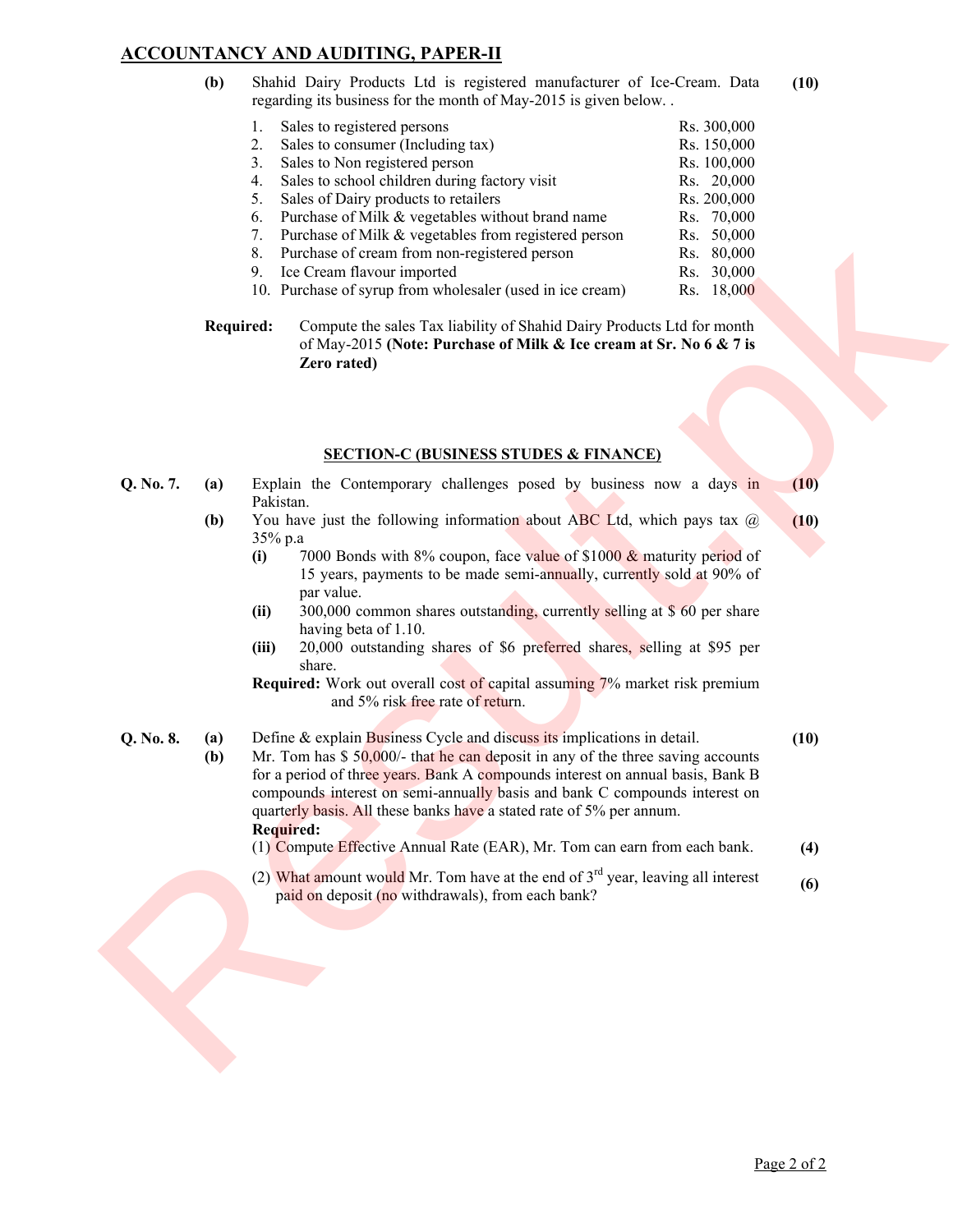## ACCOUNTANCY AND AUDITING, PAPER-II

**(b)** Shahid Dairy Products Ltd is registered manufacturer of Ice-Cream. Data regarding its business for the month of May-2015 is given below. . **(10)**

| | | |
|---|---|---|
| 1. | Sales to registered persons | Rs. 300,000 |
| 2. | Sales to consumer (Including tax) | Rs. 150,000 |
| 3. | Sales to Non registered person | Rs. 100,000 |
| 4. | Sales to school children during factory visit | Rs. 20,000 |
| 5. | Sales of Dairy products to retailers | Rs. 200,000 |
| 6. | Purchase of Milk & vegetables without brand name | Rs. 70,000 |
| 7. | Purchase of Milk & vegetables from registered person | Rs. 50,000 |
| 8. | Purchase of cream from non-registered person | Rs. 80,000 |
| 9. | Ice Cream flavour imported | Rs. 30,000 |
| 10. | Purchase of syrup from wholesaler (used in ice cream) | Rs. 18,000 |

**Required:** Compute the sales Tax liability of Shahid Dairy Products Ltd for month of May-2015 **(Note: Purchase of Milk & Ice cream at Sr. No 6 & 7 is Zero rated)**

### SECTION-C (BUSINESS STUDES & FINANCE)

**Q. No. 7. (a)** Explain the Contemporary challenges posed by business now a days in Pakistan. **(10)**

**(b)** You have just the following information about ABC Ltd, which pays tax @ 35% p.a **(10)**

**(i)** 7000 Bonds with 8% coupon, face value of $1000 & maturity period of 15 years, payments to be made semi-annually, currently sold at 90% of par value.

**(ii)** 300,000 common shares outstanding, currently selling at $ 60 per share having beta of 1.10.

**(iii)** 20,000 outstanding shares of $6 preferred shares, selling at $95 per share.

**Required:** Work out overall cost of capital assuming 7% market risk premium and 5% risk free rate of return.

**Q. No. 8. (a)** Define & explain Business Cycle and discuss its implications in detail. **(10)**

**(b)** Mr. Tom has $ 50,000/- that he can deposit in any of the three saving accounts for a period of three years. Bank A compounds interest on annual basis, Bank B compounds interest on semi-annually basis and bank C compounds interest on quarterly basis. All these banks have a stated rate of 5% per annum.

**Required:**

(1) Compute Effective Annual Rate (EAR), Mr. Tom can earn from each bank. **(4)**

(2) What amount would Mr. Tom have at the end of 3rd year, leaving all interest paid on deposit (no withdrawals), from each bank? **(6)**